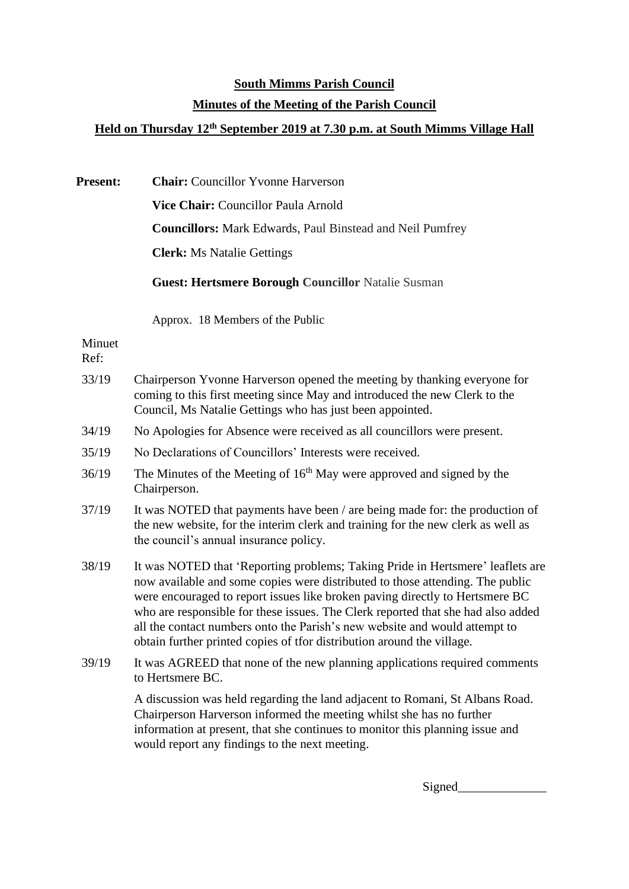**South Mimms Parish Council**

**Minutes of the Meeting of the Parish Council**

**Held on Thursday 12th September 2019 at 7.30 p.m. at South Mimms Village Hall**

**Present:** **Chair:** Councillor Yvonne Harverson

**Vice Chair:** Councillor Paula Arnold

**Councillors:** Mark Edwards, Paul Binstead and Neil Pumfrey

**Clerk:** Ms Natalie Gettings

**Guest: Hertsmere Borough Councillor** Natalie Susman

Approx. 18 Members of the Public

| Minuet Ref: | |
|---|---|
| 33/19 | Chairperson Yvonne Harverson opened the meeting by thanking everyone for coming to this first meeting since May and introduced the new Clerk to the Council, Ms Natalie Gettings who has just been appointed. |
| 34/19 | No Apologies for Absence were received as all councillors were present. |
| 35/19 | No Declarations of Councillors' Interests were received. |
| 36/19 | The Minutes of the Meeting of 16th May were approved and signed by the Chairperson. |
| 37/19 | It was NOTED that payments have been / are being made for: the production of the new website, for the interim clerk and training for the new clerk as well as the council's annual insurance policy. |
| 38/19 | It was NOTED that 'Reporting problems; Taking Pride in Hertsmere' leaflets are now available and some copies were distributed to those attending. The public were encouraged to report issues like broken paving directly to Hertsmere BC who are responsible for these issues. The Clerk reported that she had also added all the contact numbers onto the Parish's new website and would attempt to obtain further printed copies of tfor distribution around the village. |
| 39/19 | It was AGREED that none of the new planning applications required comments to Hertsmere BC.<br><br>A discussion was held regarding the land adjacent to Romani, St Albans Road. Chairperson Harverson informed the meeting whilst she has no further information at present, that she continues to monitor this planning issue and would report any findings to the next meeting. |

Signed______________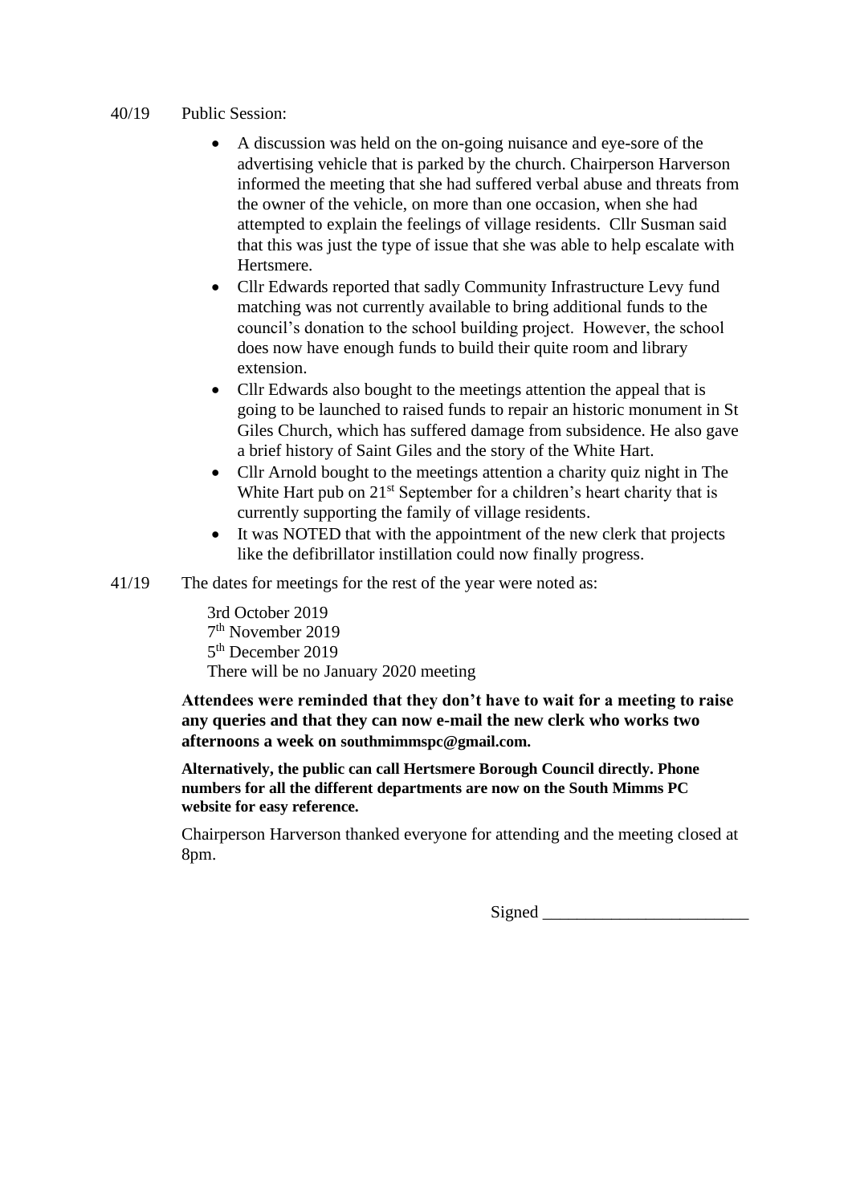40/19 Public Session:

- A discussion was held on the on-going nuisance and eye-sore of the advertising vehicle that is parked by the church. Chairperson Harverson informed the meeting that she had suffered verbal abuse and threats from the owner of the vehicle, on more than one occasion, when she had attempted to explain the feelings of village residents. Cllr Susman said that this was just the type of issue that she was able to help escalate with Hertsmere.
- Cllr Edwards reported that sadly Community Infrastructure Levy fund matching was not currently available to bring additional funds to the council's donation to the school building project. However, the school does now have enough funds to build their quite room and library extension.
- Cllr Edwards also bought to the meetings attention the appeal that is going to be launched to raised funds to repair an historic monument in St Giles Church, which has suffered damage from subsidence. He also gave a brief history of Saint Giles and the story of the White Hart.
- Cllr Arnold bought to the meetings attention a charity quiz night in The White Hart pub on 21st September for a children's heart charity that is currently supporting the family of village residents.
- It was NOTED that with the appointment of the new clerk that projects like the defibrillator instillation could now finally progress.

41/19 The dates for meetings for the rest of the year were noted as:

3rd October 2019
7th November 2019
5th December 2019
There will be no January 2020 meeting

**Attendees were reminded that they don't have to wait for a meeting to raise any queries and that they can now e-mail the new clerk who works two afternoons a week on southmimmspc@gmail.com.**

**Alternatively, the public can call Hertsmere Borough Council directly. Phone numbers for all the different departments are now on the South Mimms PC website for easy reference.**

Chairperson Harverson thanked everyone for attending and the meeting closed at 8pm.

Signed ________________________